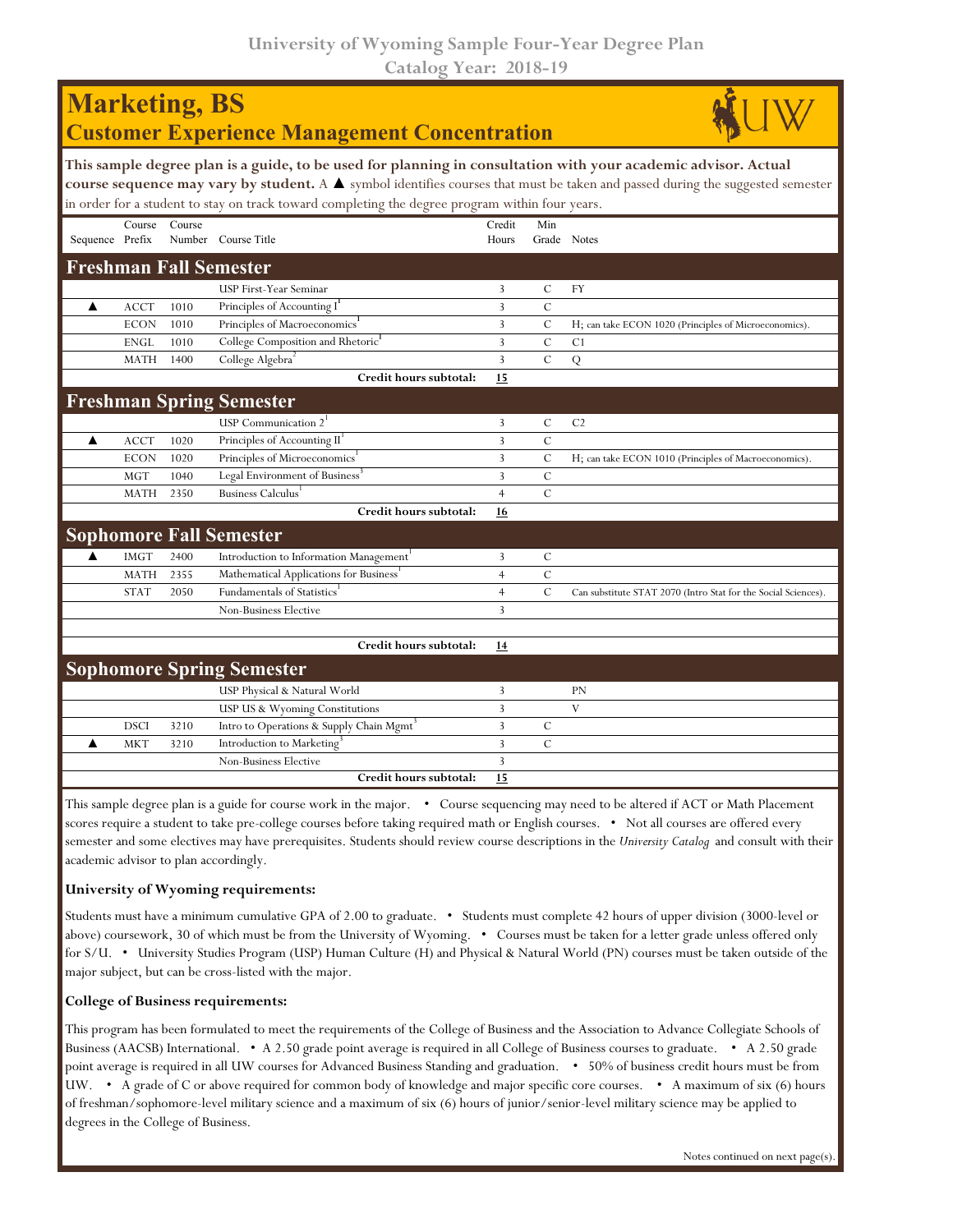University of Wyoming Sample Four-Year Degree Plan
Catalog Year: 2018-19

# Marketing, BS
## Customer Experience Management Concentration

**This sample degree plan is a guide, to be used for planning in consultation with your academic advisor. Actual course sequence may vary by student.** A ▲ symbol identifies courses that must be taken and passed during the suggested semester in order for a student to stay on track toward completing the degree program within four years.

| Sequence | Course Prefix | Course Number | Course Title | Credit Hours | Min Grade | Notes |
|---|---|---|---|---|---|---|
| **Freshman Fall Semester** | | | | | | |
| | | | USP First-Year Seminar | 3 | C | FY |
| ▲ | ACCT | 1010 | Principles of Accounting I[1] | 3 | C | |
| | ECON | 1010 | Principles of Macroeconomics[1] | 3 | C | H; can take ECON 1020 (Principles of Microeconomics). |
| | ENGL | 1010 | College Composition and Rhetoric[1] | 3 | C | C1 |
| | MATH | 1400 | College Algebra[2] | 3 | C | Q |
| | | | **Credit hours subtotal:** | **15** | | |
| **Freshman Spring Semester** | | | | | | |
| | | | USP Communication 2[1] | 3 | C | C2 |
| ▲ | ACCT | 1020 | Principles of Accounting II[1] | 3 | C | |
| | ECON | 1020 | Principles of Microeconomics[1] | 3 | C | H; can take ECON 1010 (Principles of Macroeconomics). |
| | MGT | 1040 | Legal Environment of Business[3] | 3 | C | |
| | MATH | 2350 | Business Calculus[1] | 4 | C | |
| | | | **Credit hours subtotal:** | **16** | | |
| **Sophomore Fall Semester** | | | | | | |
| ▲ | IMGT | 2400 | Introduction to Information Management[1] | 3 | C | |
| | MATH | 2355 | Mathematical Applications for Business[1] | 4 | C | |
| | STAT | 2050 | Fundamentals of Statistics[1] | 4 | C | Can substitute STAT 2070 (Intro Stat for the Social Sciences). |
| | | | Non-Business Elective | 3 | | |
| | | | | | | |
| | | | **Credit hours subtotal:** | **14** | | |
| **Sophomore Spring Semester** | | | | | | |
| | | | USP Physical & Natural World | 3 | | PN |
| | | | USP US & Wyoming Constitutions | 3 | | V |
| | DSCI | 3210 | Intro to Operations & Supply Chain Mgmt[3] | 3 | C | |
| ▲ | MKT | 3210 | Introduction to Marketing[3] | 3 | C | |
| | | | Non-Business Elective | 3 | | |
| | | | **Credit hours subtotal:** | **15** | | |

This sample degree plan is a guide for course work in the major. • Course sequencing may need to be altered if ACT or Math Placement scores require a student to take pre-college courses before taking required math or English courses. • Not all courses are offered every semester and some electives may have prerequisites. Students should review course descriptions in the *University Catalog* and consult with their academic advisor to plan accordingly.

### University of Wyoming requirements:

Students must have a minimum cumulative GPA of 2.00 to graduate. • Students must complete 42 hours of upper division (3000-level or above) coursework, 30 of which must be from the University of Wyoming. • Courses must be taken for a letter grade unless offered only for S/U. • University Studies Program (USP) Human Culture (H) and Physical & Natural World (PN) courses must be taken outside of the major subject, but can be cross-listed with the major.

### College of Business requirements:

This program has been formulated to meet the requirements of the College of Business and the Association to Advance Collegiate Schools of Business (AACSB) International. • A 2.50 grade point average is required in all College of Business courses to graduate. • A 2.50 grade point average is required in all UW courses for Advanced Business Standing and graduation. • 50% of business credit hours must be from UW. • A grade of C or above required for common body of knowledge and major specific core courses. • A maximum of six (6) hours of freshman/sophomore-level military science and a maximum of six (6) hours of junior/senior-level military science may be applied to degrees in the College of Business.

Notes continued on next page(s).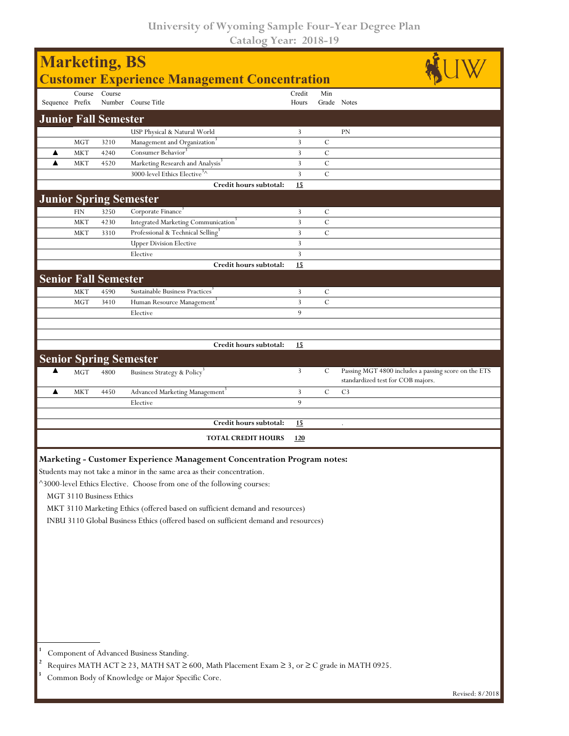University of Wyoming Sample Four-Year Degree Plan
Catalog Year: 2018-19

# Marketing, BS
## Customer Experience Management Concentration

| Sequence | Course Prefix | Course Number | Course Title | Credit Hours | Min Grade | Notes |
|---|---|---|---|---|---|---|
| **Junior Fall Semester** | | | | | | |
| | | | USP Physical & Natural World | 3 | | PN |
| | MGT | 3210 | Management and Organization[3] | 3 | C | |
| ▲ | MKT | 4240 | Consumer Behavior[3] | 3 | C | |
| ▲ | MKT | 4520 | Marketing Research and Analysis[3] | 3 | C | |
| | | | 3000-level Ethics Elective[3]^ | 3 | C | |
| | | | **Credit hours subtotal:** | **15** | | |
| **Junior Spring Semester** | | | | | | |
| | FIN | 3250 | Corporate Finance[3] | 3 | C | |
| | MKT | 4230 | Integrated Marketing Communication[3] | 3 | C | |
| | MKT | 3310 | Professional & Technical Selling[3] | 3 | C | |
| | | | Upper Division Elective | 3 | | |
| | | | Elective | 3 | | |
| | | | **Credit hours subtotal:** | **15** | | |
| **Senior Fall Semester** | | | | | | |
| | MKT | 4590 | Sustainable Business Practices[3] | 3 | C | |
| | MGT | 3410 | Human Resource Management[3] | 3 | C | |
| | | | Elective | 9 | | |
| | | | **Credit hours subtotal:** | **15** | | |
| **Senior Spring Semester** | | | | | | |
| ▲ | MGT | 4800 | Business Strategy & Policy[3] | 3 | C | Passing MGT 4800 includes a passing score on the ETS standardized test for COB majors. |
| ▲ | MKT | 4450 | Advanced Marketing Management[3] | 3 | C | C3 |
| | | | Elective | 9 | | |
| | | | **Credit hours subtotal:** | **15** | | . |
| | | | **TOTAL CREDIT HOURS** | **120** | | |

**Marketing - Customer Experience Management Concentration Program notes:**

Students may not take a minor in the same area as their concentration.

^3000-level Ethics Elective. Choose from one of the following courses:

- MGT 3110 Business Ethics
- MKT 3110 Marketing Ethics (offered based on sufficient demand and resources)
- INBU 3110 Global Business Ethics (offered based on sufficient demand and resources)

[1] Component of Advanced Business Standing.

[2] Requires MATH ACT ≥ 23, MATH SAT ≥ 600, Math Placement Exam ≥ 3, or ≥ C grade in MATH 0925.

[3] Common Body of Knowledge or Major Specific Core.

Revised: 8/2018